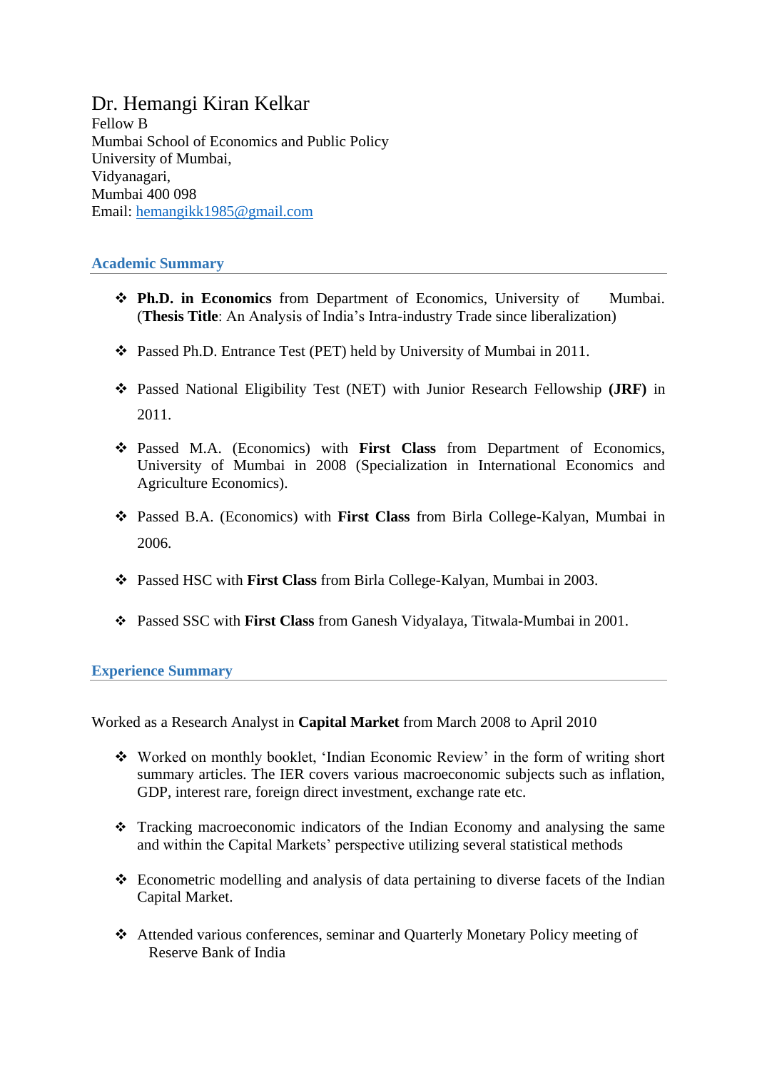# Dr. Hemangi Kiran Kelkar

Fellow B
Mumbai School of Economics and Public Policy
University of Mumbai,
Vidyanagari,
Mumbai 400 098
Email: hemangikk1985@gmail.com

## Academic Summary

- **Ph.D. in Economics** from Department of Economics, University of Mumbai. (**Thesis Title**: An Analysis of India's Intra-industry Trade since liberalization)
- Passed Ph.D. Entrance Test (PET) held by University of Mumbai in 2011.
- Passed National Eligibility Test (NET) with Junior Research Fellowship **(JRF)** in 2011.
- Passed M.A. (Economics) with **First Class** from Department of Economics, University of Mumbai in 2008 (Specialization in International Economics and Agriculture Economics).
- Passed B.A. (Economics) with **First Class** from Birla College-Kalyan, Mumbai in 2006.
- Passed HSC with **First Class** from Birla College-Kalyan, Mumbai in 2003.
- Passed SSC with **First Class** from Ganesh Vidyalaya, Titwala-Mumbai in 2001.

## Experience Summary

Worked as a Research Analyst in **Capital Market** from March 2008 to April 2010

- Worked on monthly booklet, 'Indian Economic Review' in the form of writing short summary articles. The IER covers various macroeconomic subjects such as inflation, GDP, interest rare, foreign direct investment, exchange rate etc.
- Tracking macroeconomic indicators of the Indian Economy and analysing the same and within the Capital Markets' perspective utilizing several statistical methods
- Econometric modelling and analysis of data pertaining to diverse facets of the Indian Capital Market.
- Attended various conferences, seminar and Quarterly Monetary Policy meeting of Reserve Bank of India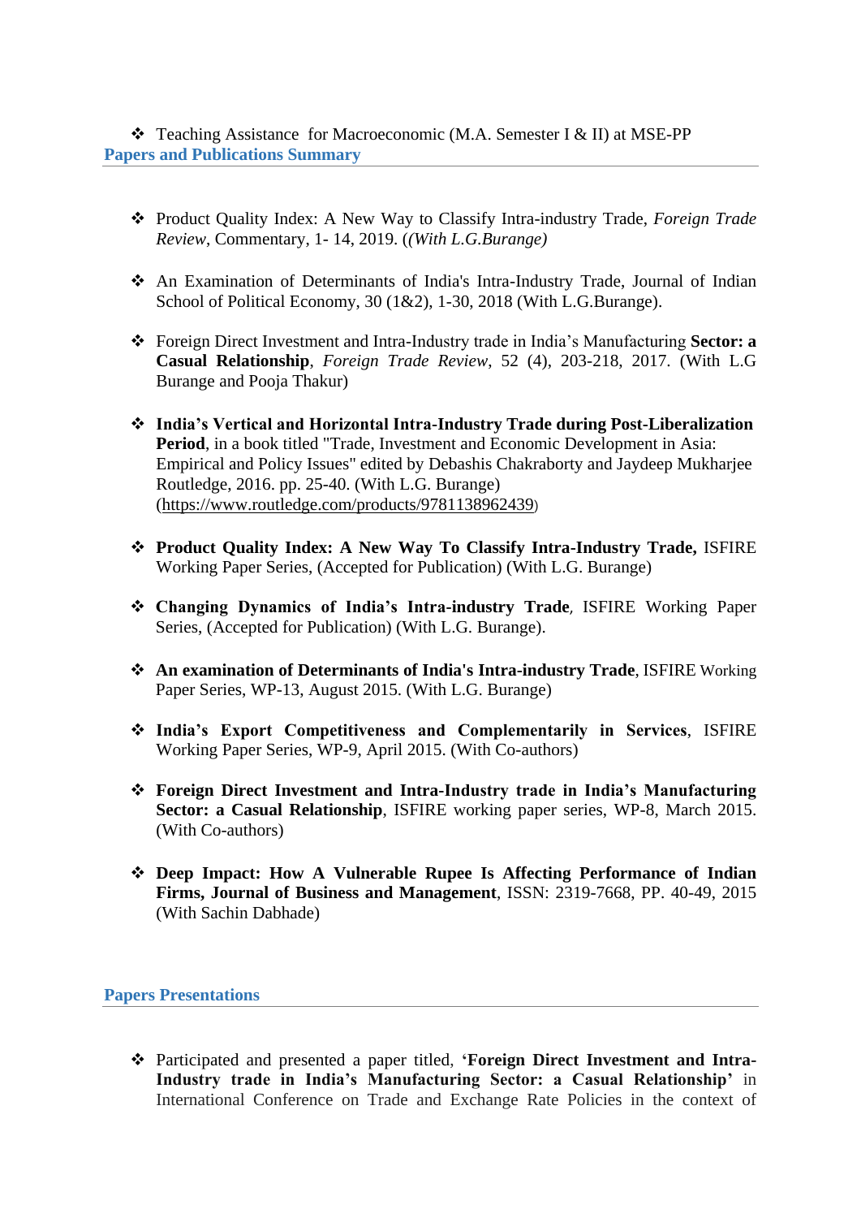- Teaching Assistance for Macroeconomic (M.A. Semester I & II) at MSE-PP

## Papers and Publications Summary

- Product Quality Index: A New Way to Classify Intra-industry Trade, *Foreign Trade Review*, Commentary, 1- 14, 2019. (*(With L.G.Burange)*

- An Examination of Determinants of India's Intra-Industry Trade, Journal of Indian School of Political Economy, 30 (1&2), 1-30, 2018 (With L.G.Burange).

- Foreign Direct Investment and Intra-Industry trade in India's Manufacturing **Sector: a Casual Relationship**, *Foreign Trade Review*, 52 (4), 203-218, 2017. (With L.G Burange and Pooja Thakur)

- **India's Vertical and Horizontal Intra-Industry Trade during Post-Liberalization Period**, in a book titled "Trade, Investment and Economic Development in Asia: Empirical and Policy Issues" edited by Debashis Chakraborty and Jaydeep Mukharjee Routledge, 2016. pp. 25-40. (With L.G. Burange) (https://www.routledge.com/products/9781138962439)

- **Product Quality Index: A New Way To Classify Intra-Industry Trade,** ISFIRE Working Paper Series, (Accepted for Publication) (With L.G. Burange)

- **Changing Dynamics of India's Intra-industry Trade**, ISFIRE Working Paper Series, (Accepted for Publication) (With L.G. Burange).

- **An examination of Determinants of India's Intra-industry Trade**, ISFIRE Working Paper Series, WP-13, August 2015. (With L.G. Burange)

- **India's Export Competitiveness and Complementarily in Services**, ISFIRE Working Paper Series, WP-9, April 2015. (With Co-authors)

- **Foreign Direct Investment and Intra-Industry trade in India's Manufacturing Sector: a Casual Relationship**, ISFIRE working paper series, WP-8, March 2015. (With Co-authors)

- **Deep Impact: How A Vulnerable Rupee Is Affecting Performance of Indian Firms, Journal of Business and Management**, ISSN: 2319-7668, PP. 40-49, 2015 (With Sachin Dabhade)

## Papers Presentations

- Participated and presented a paper titled, **'Foreign Direct Investment and Intra-Industry trade in India's Manufacturing Sector: a Casual Relationship'** in International Conference on Trade and Exchange Rate Policies in the context of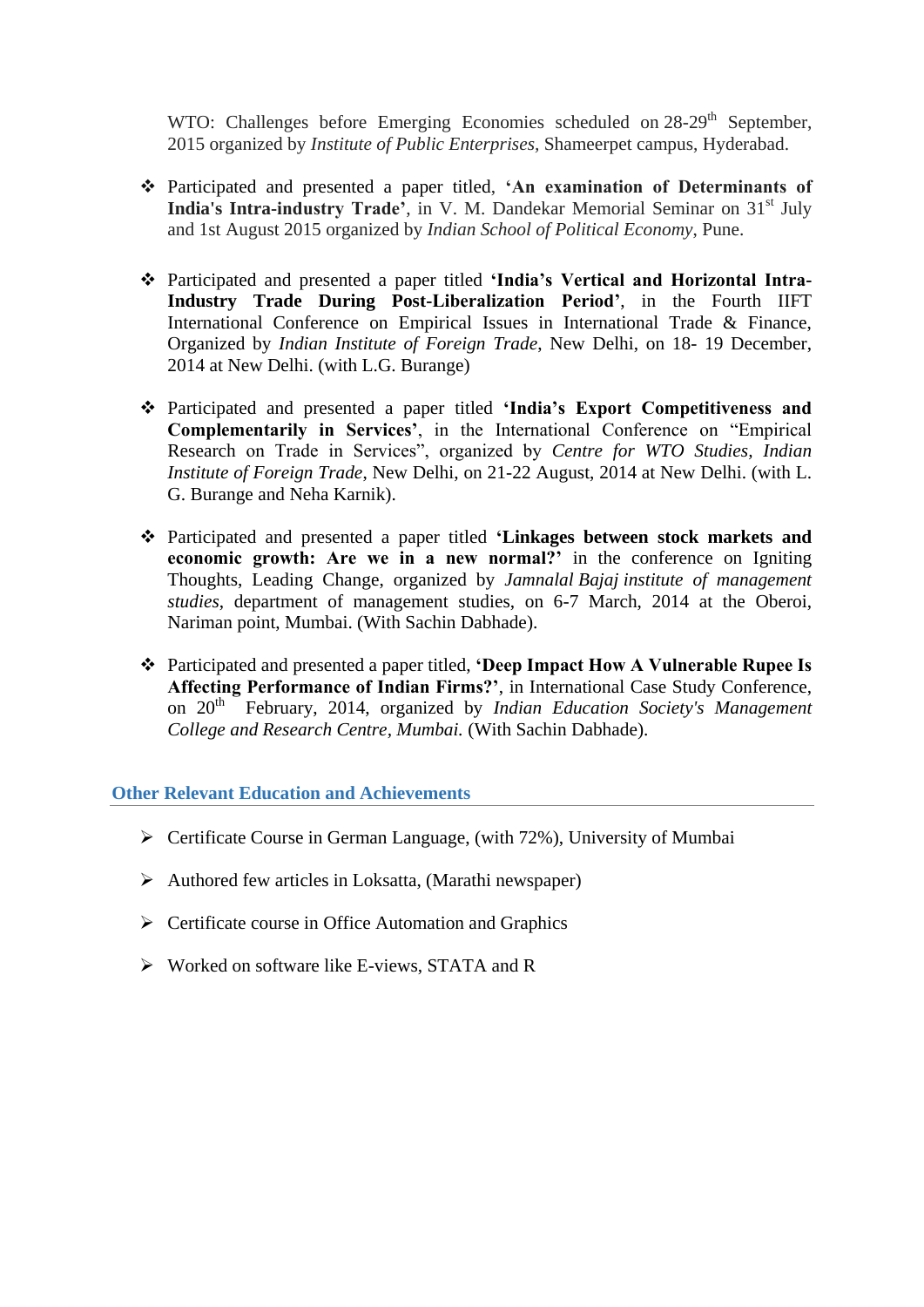WTO: Challenges before Emerging Economies scheduled on 28-29th September, 2015 organized by *Institute of Public Enterprises*, Shameerpet campus, Hyderabad.

- Participated and presented a paper titled, **'An examination of Determinants of India's Intra-industry Trade'**, in V. M. Dandekar Memorial Seminar on 31st July and 1st August 2015 organized by *Indian School of Political Economy*, Pune.

- Participated and presented a paper titled **'India's Vertical and Horizontal Intra-Industry Trade During Post-Liberalization Period'**, in the Fourth IIFT International Conference on Empirical Issues in International Trade & Finance, Organized by *Indian Institute of Foreign Trade*, New Delhi, on 18- 19 December, 2014 at New Delhi. (with L.G. Burange)

- Participated and presented a paper titled **'India's Export Competitiveness and Complementarily in Services'**, in the International Conference on "Empirical Research on Trade in Services", organized by *Centre for WTO Studies, Indian Institute of Foreign Trade*, New Delhi, on 21-22 August, 2014 at New Delhi. (with L. G. Burange and Neha Karnik).

- Participated and presented a paper titled **'Linkages between stock markets and economic growth: Are we in a new normal?'** in the conference on Igniting Thoughts, Leading Change, organized by *Jamnalal Bajaj institute of management studies*, department of management studies, on 6-7 March, 2014 at the Oberoi, Nariman point, Mumbai. (With Sachin Dabhade).

- Participated and presented a paper titled, **'Deep Impact How A Vulnerable Rupee Is Affecting Performance of Indian Firms?'**, in International Case Study Conference, on 20th February, 2014, organized by *Indian Education Society's Management College and Research Centre, Mumbai.* (With Sachin Dabhade).

## Other Relevant Education and Achievements

- Certificate Course in German Language, (with 72%), University of Mumbai
- Authored few articles in Loksatta, (Marathi newspaper)
- Certificate course in Office Automation and Graphics
- Worked on software like E-views, STATA and R